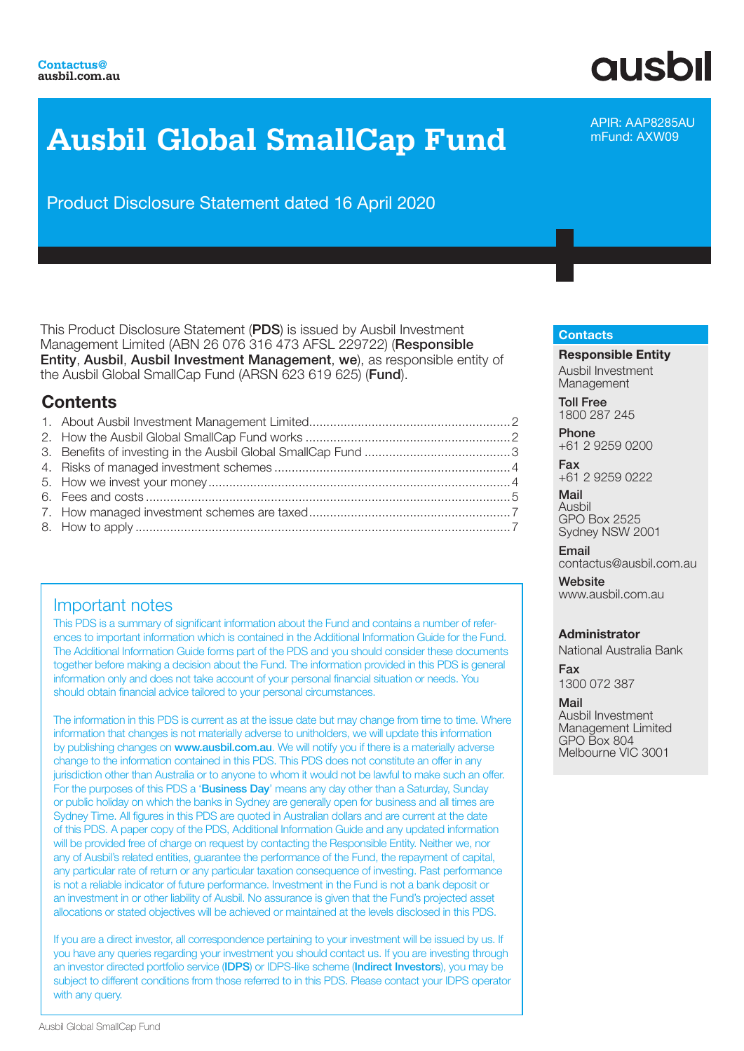**Contactus@ ausbil.com.au**

ausbil

# Ausbil Global SmallCap Fund

APIR: AAP8285AU
mFund: AXW09

Product Disclosure Statement dated 16 April 2020

This Product Disclosure Statement (**PDS**) is issued by Ausbil Investment Management Limited (ABN 26 076 316 473 AFSL 229722) (**Responsible Entity**, **Ausbil**, **Ausbil Investment Management**, **we**), as responsible entity of the Ausbil Global SmallCap Fund (ARSN 623 619 625) (**Fund**).

## Contents

1. About Ausbil Investment Management Limited .......... 2
2. How the Ausbil Global SmallCap Fund works .......... 2
3. Benefits of investing in the Ausbil Global SmallCap Fund .......... 3
4. Risks of managed investment schemes .......... 4
5. How we invest your money .......... 4
6. Fees and costs .......... 5
7. How managed investment schemes are taxed .......... 7
8. How to apply .......... 7

## Important notes

This PDS is a summary of significant information about the Fund and contains a number of references to important information which is contained in the Additional Information Guide for the Fund. The Additional Information Guide forms part of the PDS and you should consider these documents together before making a decision about the Fund. The information provided in this PDS is general information only and does not take account of your personal financial situation or needs. You should obtain financial advice tailored to your personal circumstances.

The information in this PDS is current as at the issue date but may change from time to time. Where information that changes is not materially adverse to unitholders, we will update this information by publishing changes on **www.ausbil.com.au**. We will notify you if there is a materially adverse change to the information contained in this PDS. This PDS does not constitute an offer in any jurisdiction other than Australia or to anyone to whom it would not be lawful to make such an offer. For the purposes of this PDS a '**Business Day**' means any day other than a Saturday, Sunday or public holiday on which the banks in Sydney are generally open for business and all times are Sydney Time. All figures in this PDS are quoted in Australian dollars and are current at the date of this PDS. A paper copy of the PDS, Additional Information Guide and any updated information will be provided free of charge on request by contacting the Responsible Entity. Neither we, nor any of Ausbil's related entities, guarantee the performance of the Fund, the repayment of capital, any particular rate of return or any particular taxation consequence of investing. Past performance is not a reliable indicator of future performance. Investment in the Fund is not a bank deposit or an investment in or other liability of Ausbil. No assurance is given that the Fund's projected asset allocations or stated objectives will be achieved or maintained at the levels disclosed in this PDS.

If you are a direct investor, all correspondence pertaining to your investment will be issued by us. If you have any queries regarding your investment you should contact us. If you are investing through an investor directed portfolio service (**IDPS**) or IDPS-like scheme (**Indirect Investors**), you may be subject to different conditions from those referred to in this PDS. Please contact your IDPS operator with any query.

## Contacts

**Responsible Entity**
Ausbil Investment Management

**Toll Free**
1800 287 245

**Phone**
+61 2 9259 0200

**Fax**
+61 2 9259 0222

**Mail**
Ausbil
GPO Box 2525
Sydney NSW 2001

**Email**
contactus@ausbil.com.au

**Website**
www.ausbil.com.au

**Administrator**
National Australia Bank

**Fax**
1300 072 387

**Mail**
Ausbil Investment Management Limited
GPO Box 804
Melbourne VIC 3001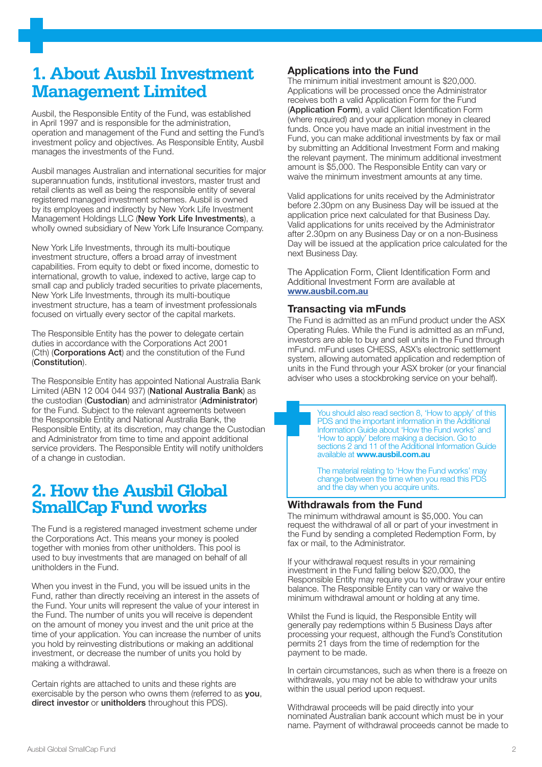# 1. About Ausbil Investment Management Limited

Ausbil, the Responsible Entity of the Fund, was established in April 1997 and is responsible for the administration, operation and management of the Fund and setting the Fund's investment policy and objectives. As Responsible Entity, Ausbil manages the investments of the Fund.

Ausbil manages Australian and international securities for major superannuation funds, institutional investors, master trust and retail clients as well as being the responsible entity of several registered managed investment schemes. Ausbil is owned by its employees and indirectly by New York Life Investment Management Holdings LLC (**New York Life Investments**), a wholly owned subsidiary of New York Life Insurance Company.

New York Life Investments, through its multi-boutique investment structure, offers a broad array of investment capabilities. From equity to debt or fixed income, domestic to international, growth to value, indexed to active, large cap to small cap and publicly traded securities to private placements, New York Life Investments, through its multi-boutique investment structure, has a team of investment professionals focused on virtually every sector of the capital markets.

The Responsible Entity has the power to delegate certain duties in accordance with the Corporations Act 2001 (Cth) (**Corporations Act**) and the constitution of the Fund (**Constitution**).

The Responsible Entity has appointed National Australia Bank Limited (ABN 12 004 044 937) (**National Australia Bank**) as the custodian (**Custodian**) and administrator (**Administrator**) for the Fund. Subject to the relevant agreements between the Responsible Entity and National Australia Bank, the Responsible Entity, at its discretion, may change the Custodian and Administrator from time to time and appoint additional service providers. The Responsible Entity will notify unitholders of a change in custodian.

# 2. How the Ausbil Global SmallCap Fund works

The Fund is a registered managed investment scheme under the Corporations Act. This means your money is pooled together with monies from other unitholders. This pool is used to buy investments that are managed on behalf of all unitholders in the Fund.

When you invest in the Fund, you will be issued units in the Fund, rather than directly receiving an interest in the assets of the Fund. Your units will represent the value of your interest in the Fund. The number of units you will receive is dependent on the amount of money you invest and the unit price at the time of your application. You can increase the number of units you hold by reinvesting distributions or making an additional investment, or decrease the number of units you hold by making a withdrawal.

Certain rights are attached to units and these rights are exercisable by the person who owns them (referred to as **you**, **direct investor** or **unitholders** throughout this PDS).

## Applications into the Fund

The minimum initial investment amount is $20,000. Applications will be processed once the Administrator receives both a valid Application Form for the Fund (**Application Form**), a valid Client Identification Form (where required) and your application money in cleared funds. Once you have made an initial investment in the Fund, you can make additional investments by fax or mail by submitting an Additional Investment Form and making the relevant payment. The minimum additional investment amount is $5,000. The Responsible Entity can vary or waive the minimum investment amounts at any time.

Valid applications for units received by the Administrator before 2.30pm on any Business Day will be issued at the application price next calculated for that Business Day. Valid applications for units received by the Administrator after 2.30pm on any Business Day or on a non-Business Day will be issued at the application price calculated for the next Business Day.

The Application Form, Client Identification Form and Additional Investment Form are available at **www.ausbil.com.au**

## Transacting via mFunds

The Fund is admitted as an mFund product under the ASX Operating Rules. While the Fund is admitted as an mFund, investors are able to buy and sell units in the Fund through mFund. mFund uses CHESS, ASX's electronic settlement system, allowing automated application and redemption of units in the Fund through your ASX broker (or your financial adviser who uses a stockbroking service on your behalf).

> You should also read section 8, 'How to apply' of this PDS and the important information in the Additional Information Guide about 'How the Fund works' and 'How to apply' before making a decision. Go to sections 2 and 11 of the Additional Information Guide available at **www.ausbil.com.au**
>
> The material relating to 'How the Fund works' may change between the time when you read this PDS and the day when you acquire units.

## Withdrawals from the Fund

The minimum withdrawal amount is $5,000. You can request the withdrawal of all or part of your investment in the Fund by sending a completed Redemption Form, by fax or mail, to the Administrator.

If your withdrawal request results in your remaining investment in the Fund falling below $20,000, the Responsible Entity may require you to withdraw your entire balance. The Responsible Entity can vary or waive the minimum withdrawal amount or holding at any time.

Whilst the Fund is liquid, the Responsible Entity will generally pay redemptions within 5 Business Days after processing your request, although the Fund's Constitution permits 21 days from the time of redemption for the payment to be made.

In certain circumstances, such as when there is a freeze on withdrawals, you may not be able to withdraw your units within the usual period upon request.

Withdrawal proceeds will be paid directly into your nominated Australian bank account which must be in your name. Payment of withdrawal proceeds cannot be made to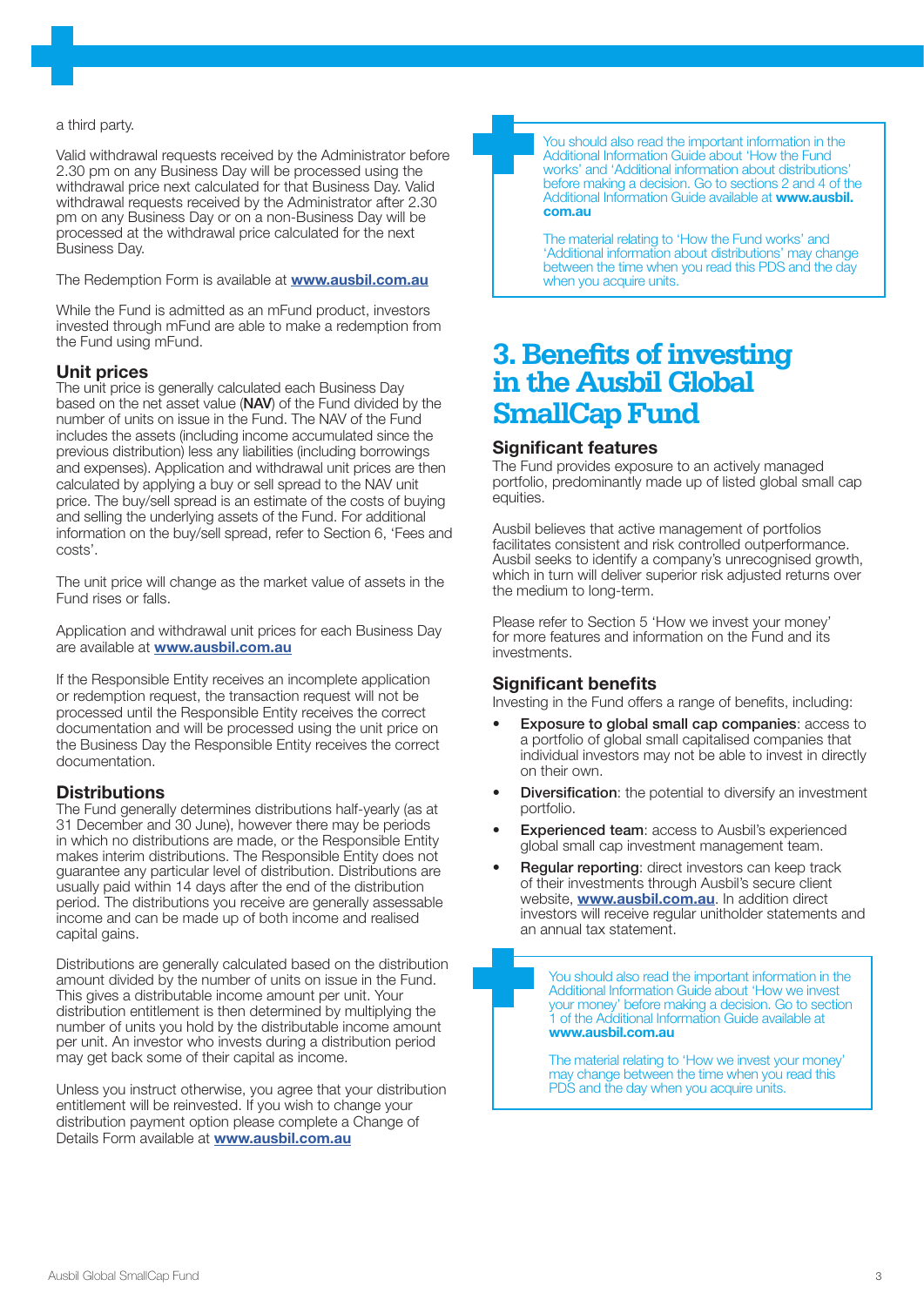a third party.

Valid withdrawal requests received by the Administrator before 2.30 pm on any Business Day will be processed using the withdrawal price next calculated for that Business Day. Valid withdrawal requests received by the Administrator after 2.30 pm on any Business Day or on a non-Business Day will be processed at the withdrawal price calculated for the next Business Day.

The Redemption Form is available at **www.ausbil.com.au**

While the Fund is admitted as an mFund product, investors invested through mFund are able to make a redemption from the Fund using mFund.

### Unit prices

The unit price is generally calculated each Business Day based on the net asset value (**NAV**) of the Fund divided by the number of units on issue in the Fund. The NAV of the Fund includes the assets (including income accumulated since the previous distribution) less any liabilities (including borrowings and expenses). Application and withdrawal unit prices are then calculated by applying a buy or sell spread to the NAV unit price. The buy/sell spread is an estimate of the costs of buying and selling the underlying assets of the Fund. For additional information on the buy/sell spread, refer to Section 6, 'Fees and costs'.

The unit price will change as the market value of assets in the Fund rises or falls.

Application and withdrawal unit prices for each Business Day are available at **www.ausbil.com.au**

If the Responsible Entity receives an incomplete application or redemption request, the transaction request will not be processed until the Responsible Entity receives the correct documentation and will be processed using the unit price on the Business Day the Responsible Entity receives the correct documentation.

### Distributions

The Fund generally determines distributions half-yearly (as at 31 December and 30 June), however there may be periods in which no distributions are made, or the Responsible Entity makes interim distributions. The Responsible Entity does not guarantee any particular level of distribution. Distributions are usually paid within 14 days after the end of the distribution period. The distributions you receive are generally assessable income and can be made up of both income and realised capital gains.

Distributions are generally calculated based on the distribution amount divided by the number of units on issue in the Fund. This gives a distributable income amount per unit. Your distribution entitlement is then determined by multiplying the number of units you hold by the distributable income amount per unit. An investor who invests during a distribution period may get back some of their capital as income.

Unless you instruct otherwise, you agree that your distribution entitlement will be reinvested. If you wish to change your distribution payment option please complete a Change of Details Form available at **www.ausbil.com.au**

> You should also read the important information in the Additional Information Guide about 'How the Fund works' and 'Additional information about distributions' before making a decision. Go to sections 2 and 4 of the Additional Information Guide available at **www.ausbil.com.au**
>
> The material relating to 'How the Fund works' and 'Additional information about distributions' may change between the time when you read this PDS and the day when you acquire units.

## 3. Benefits of investing in the Ausbil Global SmallCap Fund

### Significant features

The Fund provides exposure to an actively managed portfolio, predominantly made up of listed global small cap equities.

Ausbil believes that active management of portfolios facilitates consistent and risk controlled outperformance. Ausbil seeks to identify a company's unrecognised growth, which in turn will deliver superior risk adjusted returns over the medium to long-term.

Please refer to Section 5 'How we invest your money' for more features and information on the Fund and its investments.

### Significant benefits

Investing in the Fund offers a range of benefits, including:

- **Exposure to global small cap companies**: access to a portfolio of global small capitalised companies that individual investors may not be able to invest in directly on their own.
- **Diversification**: the potential to diversify an investment portfolio.
- **Experienced team**: access to Ausbil's experienced global small cap investment management team.
- **Regular reporting**: direct investors can keep track of their investments through Ausbil's secure client website, **www.ausbil.com.au**. In addition direct investors will receive regular unitholder statements and an annual tax statement.

> You should also read the important information in the Additional Information Guide about 'How we invest your money' before making a decision. Go to section 1 of the Additional Information Guide available at **www.ausbil.com.au**
>
> The material relating to 'How we invest your money' may change between the time when you read this PDS and the day when you acquire units.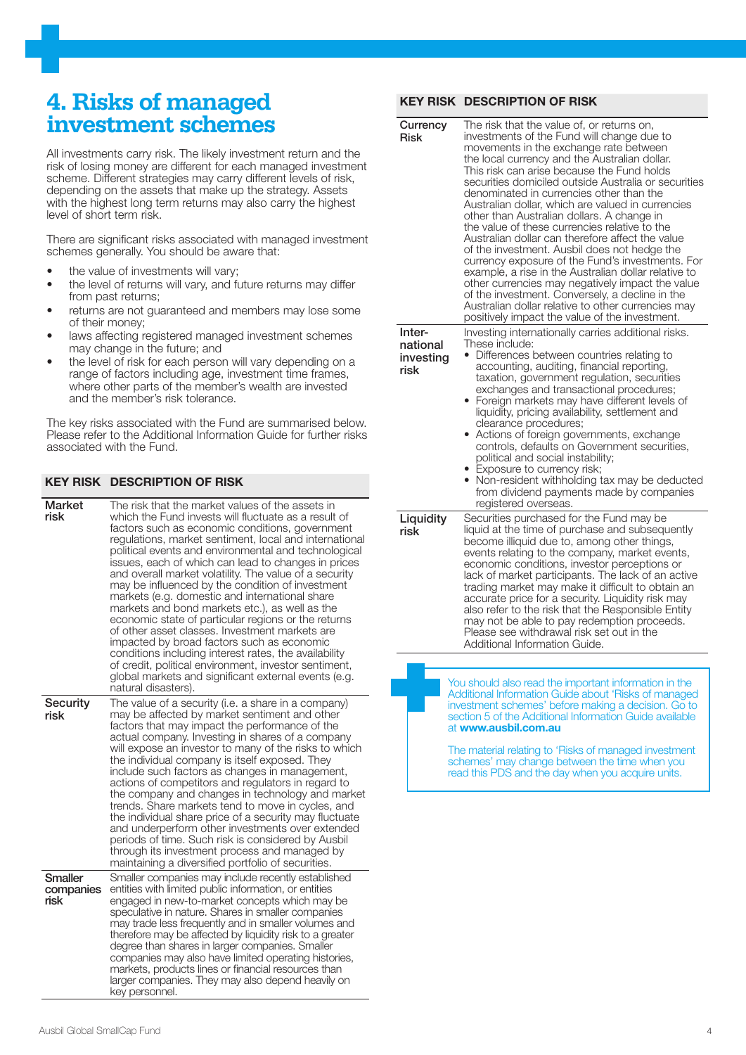# 4. Risks of managed investment schemes

All investments carry risk. The likely investment return and the risk of losing money are different for each managed investment scheme. Different strategies may carry different levels of risk, depending on the assets that make up the strategy. Assets with the highest long term returns may also carry the highest level of short term risk.

There are significant risks associated with managed investment schemes generally. You should be aware that:

- the value of investments will vary;
- the level of returns will vary, and future returns may differ from past returns;
- returns are not guaranteed and members may lose some of their money;
- laws affecting registered managed investment schemes may change in the future; and
- the level of risk for each person will vary depending on a range of factors including age, investment time frames, where other parts of the member's wealth are invested and the member's risk tolerance.

The key risks associated with the Fund are summarised below. Please refer to the Additional Information Guide for further risks associated with the Fund.

| KEY RISK | DESCRIPTION OF RISK |
|---|---|
| **Market risk** | The risk that the market values of the assets in which the Fund invests will fluctuate as a result of factors such as economic conditions, government regulations, market sentiment, local and international political events and environmental and technological issues, each of which can lead to changes in prices and overall market volatility. The value of a security may be influenced by the condition of investment markets (e.g. domestic and international share markets and bond markets etc.), as well as the economic state of particular regions or the returns of other asset classes. Investment markets are impacted by broad factors such as economic conditions including interest rates, the availability of credit, political environment, investor sentiment, global markets and significant external events (e.g. natural disasters). |
| **Security risk** | The value of a security (i.e. a share in a company) may be affected by market sentiment and other factors that may impact the performance of the actual company. Investing in shares of a company will expose an investor to many of the risks to which the individual company is itself exposed. They include such factors as changes in management, actions of competitors and regulators in regard to the company and changes in technology and market trends. Share markets tend to move in cycles, and the individual share price of a security may fluctuate and underperform other investments over extended periods of time. Such risk is considered by Ausbil through its investment process and managed by maintaining a diversified portfolio of securities. |
| **Smaller companies risk** | Smaller companies may include recently established entities with limited public information, or entities engaged in new-to-market concepts which may be speculative in nature. Shares in smaller companies may trade less frequently and in smaller volumes and therefore may be affected by liquidity risk to a greater degree than shares in larger companies. Smaller companies may also have limited operating histories, markets, products lines or financial resources than larger companies. They may also depend heavily on key personnel. |
| **Currency Risk** | The risk that the value of, or returns on, investments of the Fund will change due to movements in the exchange rate between the local currency and the Australian dollar. This risk can arise because the Fund holds securities domiciled outside Australia or securities denominated in currencies other than the Australian dollar, which are valued in currencies other than Australian dollars. A change in the value of these currencies relative to the Australian dollar can therefore affect the value of the investment. Ausbil does not hedge the currency exposure of the Fund's investments. For example, a rise in the Australian dollar relative to other currencies may negatively impact the value of the investment. Conversely, a decline in the Australian dollar relative to other currencies may positively impact the value of the investment. |
| **International investing risk** | Investing internationally carries additional risks. These include: <br>• Differences between countries relating to accounting, auditing, financial reporting, taxation, government regulation, securities exchanges and transactional procedures; <br>• Foreign markets may have different levels of liquidity, pricing availability, settlement and clearance procedures; <br>• Actions of foreign governments, exchange controls, defaults on Government securities, political and social instability; <br>• Exposure to currency risk; <br>• Non-resident withholding tax may be deducted from dividend payments made by companies registered overseas. |
| **Liquidity risk** | Securities purchased for the Fund may be liquid at the time of purchase and subsequently become illiquid due to, among other things, events relating to the company, market events, economic conditions, investor perceptions or lack of market participants. The lack of an active trading market may make it difficult to obtain an accurate price for a security. Liquidity risk may also refer to the risk that the Responsible Entity may not be able to pay redemption proceeds. Please see withdrawal risk set out in the Additional Information Guide. |

You should also read the important information in the Additional Information Guide about 'Risks of managed investment schemes' before making a decision. Go to section 5 of the Additional Information Guide available at **www.ausbil.com.au**

The material relating to 'Risks of managed investment schemes' may change between the time when you read this PDS and the day when you acquire units.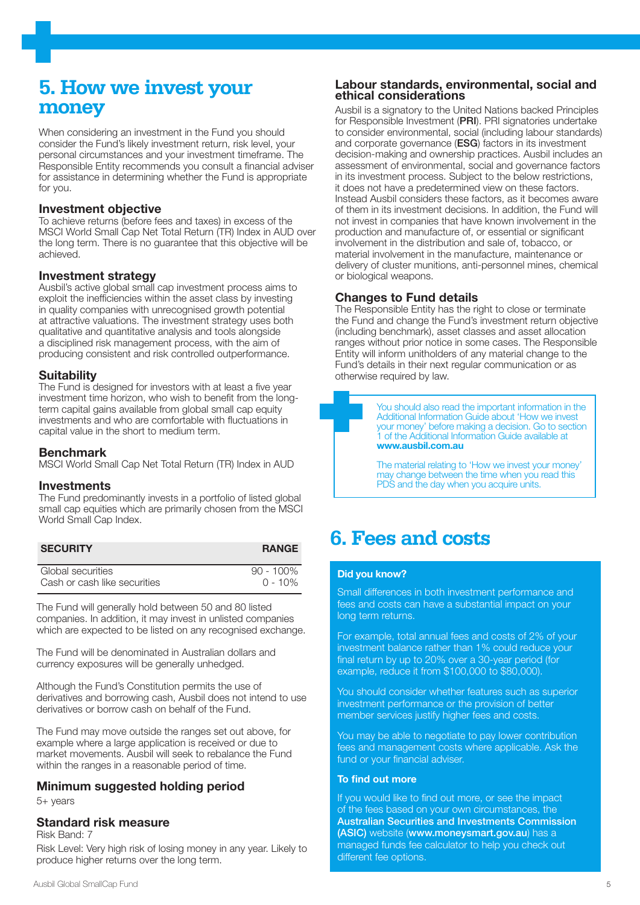# 5. How we invest your money

When considering an investment in the Fund you should consider the Fund's likely investment return, risk level, your personal circumstances and your investment timeframe. The Responsible Entity recommends you consult a financial adviser for assistance in determining whether the Fund is appropriate for you.

### Investment objective

To achieve returns (before fees and taxes) in excess of the MSCI World Small Cap Net Total Return (TR) Index in AUD over the long term. There is no guarantee that this objective will be achieved.

### Investment strategy

Ausbil's active global small cap investment process aims to exploit the inefficiencies within the asset class by investing in quality companies with unrecognised growth potential at attractive valuations. The investment strategy uses both qualitative and quantitative analysis and tools alongside a disciplined risk management process, with the aim of producing consistent and risk controlled outperformance.

### Suitability

The Fund is designed for investors with at least a five year investment time horizon, who wish to benefit from the long-term capital gains available from global small cap equity investments and who are comfortable with fluctuations in capital value in the short to medium term.

### Benchmark

MSCI World Small Cap Net Total Return (TR) Index in AUD

### Investments

The Fund predominantly invests in a portfolio of listed global small cap equities which are primarily chosen from the MSCI World Small Cap Index.

| SECURITY | RANGE |
| --- | --- |
| Global securities | 90 - 100% |
| Cash or cash like securities | 0 - 10% |

The Fund will generally hold between 50 and 80 listed companies. In addition, it may invest in unlisted companies which are expected to be listed on any recognised exchange.

The Fund will be denominated in Australian dollars and currency exposures will be generally unhedged.

Although the Fund's Constitution permits the use of derivatives and borrowing cash, Ausbil does not intend to use derivatives or borrow cash on behalf of the Fund.

The Fund may move outside the ranges set out above, for example where a large application is received or due to market movements. Ausbil will seek to rebalance the Fund within the ranges in a reasonable period of time.

### Minimum suggested holding period

5+ years

### Standard risk measure

Risk Band: 7

Risk Level: Very high risk of losing money in any year. Likely to produce higher returns over the long term.

### Labour standards, environmental, social and ethical considerations

Ausbil is a signatory to the United Nations backed Principles for Responsible Investment (**PRI**). PRI signatories undertake to consider environmental, social (including labour standards) and corporate governance (**ESG**) factors in its investment decision-making and ownership practices. Ausbil includes an assessment of environmental, social and governance factors in its investment process. Subject to the below restrictions, it does not have a predetermined view on these factors. Instead Ausbil considers these factors, as it becomes aware of them in its investment decisions. In addition, the Fund will not invest in companies that have known involvement in the production and manufacture of, or essential or significant involvement in the distribution and sale of, tobacco, or material involvement in the manufacture, maintenance or delivery of cluster munitions, anti-personnel mines, chemical or biological weapons.

### Changes to Fund details

The Responsible Entity has the right to close or terminate the Fund and change the Fund's investment return objective (including benchmark), asset classes and asset allocation ranges without prior notice in some cases. The Responsible Entity will inform unitholders of any material change to the Fund's details in their next regular communication or as otherwise required by law.

You should also read the important information in the Additional Information Guide about 'How we invest your money' before making a decision. Go to section 1 of the Additional Information Guide available at **www.ausbil.com.au**

The material relating to 'How we invest your money' may change between the time when you read this PDS and the day when you acquire units.

# 6. Fees and costs

**Did you know?**

Small differences in both investment performance and fees and costs can have a substantial impact on your long term returns.

For example, total annual fees and costs of 2% of your investment balance rather than 1% could reduce your final return by up to 20% over a 30-year period (for example, reduce it from $100,000 to $80,000).

You should consider whether features such as superior investment performance or the provision of better member services justify higher fees and costs.

You may be able to negotiate to pay lower contribution fees and management costs where applicable. Ask the fund or your financial adviser.

**To find out more**

If you would like to find out more, or see the impact of the fees based on your own circumstances, the **Australian Securities and Investments Commission (ASIC)** website (**www.moneysmart.gov.au**) has a managed funds fee calculator to help you check out different fee options.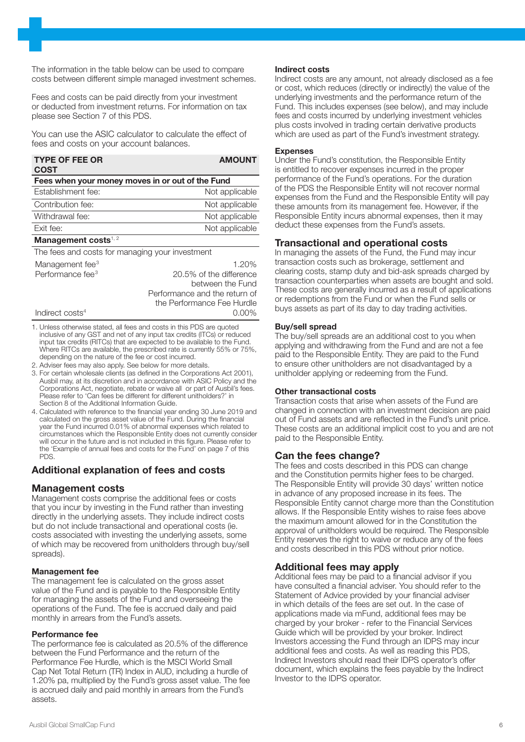The information in the table below can be used to compare costs between different simple managed investment schemes.

Fees and costs can be paid directly from your investment or deducted from investment returns. For information on tax please see Section 7 of this PDS.

You can use the ASIC calculator to calculate the effect of fees and costs on your account balances.

| TYPE OF FEE OR COST | AMOUNT |
|---|---|
| **Fees when your money moves in or out of the Fund** | |
| Establishment fee: | Not applicable |
| Contribution fee: | Not applicable |
| Withdrawal fee: | Not applicable |
| Exit fee: | Not applicable |
| **Management costs**[1, 2] | |
| The fees and costs for managing your investment | |
| Management fee[3] | 1.20% |
| Performance fee[3] | 20.5% of the difference between the Fund Performance and the return of the Performance Fee Hurdle |
| Indirect costs[4] | 0.00% |

1. Unless otherwise stated, all fees and costs in this PDS are quoted inclusive of any GST and net of any input tax credits (ITCs) or reduced input tax credits (RITCs) that are expected to be available to the Fund. Where RITCs are available, the prescribed rate is currently 55% or 75%, depending on the nature of the fee or cost incurred.
2. Adviser fees may also apply. See below for more details.
3. For certain wholesale clients (as defined in the Corporations Act 2001), Ausbil may, at its discretion and in accordance with ASIC Policy and the Corporations Act, negotiate, rebate or waive all or part of Ausbil's fees. Please refer to 'Can fees be different for different unitholders?' in Section 8 of the Additional Information Guide.
4. Calculated with reference to the financial year ending 30 June 2019 and calculated on the gross asset value of the Fund. During the financial year the Fund incurred 0.01% of abnormal expenses which related to circumstances which the Responsible Entity does not currently consider will occur in the future and is not included in this figure. Please refer to the 'Example of annual fees and costs for the Fund' on page 7 of this PDS.

## Additional explanation of fees and costs

## Management costs

Management costs comprise the additional fees or costs that you incur by investing in the Fund rather than investing directly in the underlying assets. They include indirect costs but do not include transactional and operational costs (ie. costs associated with investing the underlying assets, some of which may be recovered from unitholders through buy/sell spreads).

### Management fee

The management fee is calculated on the gross asset value of the Fund and is payable to the Responsible Entity for managing the assets of the Fund and overseeing the operations of the Fund. The fee is accrued daily and paid monthly in arrears from the Fund's assets.

### Performance fee

The performance fee is calculated as 20.5% of the difference between the Fund Performance and the return of the Performance Fee Hurdle, which is the MSCI World Small Cap Net Total Return (TR) Index in AUD, including a hurdle of 1.20% pa, multiplied by the Fund's gross asset value. The fee is accrued daily and paid monthly in arrears from the Fund's assets.

### Indirect costs

Indirect costs are any amount, not already disclosed as a fee or cost, which reduces (directly or indirectly) the value of the underlying investments and the performance return of the Fund. This includes expenses (see below), and may include fees and costs incurred by underlying investment vehicles plus costs involved in trading certain derivative products which are used as part of the Fund's investment strategy.

### Expenses

Under the Fund's constitution, the Responsible Entity is entitled to recover expenses incurred in the proper performance of the Fund's operations. For the duration of the PDS the Responsible Entity will not recover normal expenses from the Fund and the Responsible Entity will pay these amounts from its management fee. However, if the Responsible Entity incurs abnormal expenses, then it may deduct these expenses from the Fund's assets.

## Transactional and operational costs

In managing the assets of the Fund, the Fund may incur transaction costs such as brokerage, settlement and clearing costs, stamp duty and bid-ask spreads charged by transaction counterparties when assets are bought and sold. These costs are generally incurred as a result of applications or redemptions from the Fund or when the Fund sells or buys assets as part of its day to day trading activities.

### Buy/sell spread

The buy/sell spreads are an additional cost to you when applying and withdrawing from the Fund and are not a fee paid to the Responsible Entity. They are paid to the Fund to ensure other unitholders are not disadvantaged by a unitholder applying or redeeming from the Fund.

### Other transactional costs

Transaction costs that arise when assets of the Fund are changed in connection with an investment decision are paid out of Fund assets and are reflected in the Fund's unit price. These costs are an additional implicit cost to you and are not paid to the Responsible Entity.

## Can the fees change?

The fees and costs described in this PDS can change and the Constitution permits higher fees to be charged. The Responsible Entity will provide 30 days' written notice in advance of any proposed increase in its fees. The Responsible Entity cannot charge more than the Constitution allows. If the Responsible Entity wishes to raise fees above the maximum amount allowed for in the Constitution the approval of unitholders would be required. The Responsible Entity reserves the right to waive or reduce any of the fees and costs described in this PDS without prior notice.

## Additional fees may apply

Additional fees may be paid to a financial advisor if you have consulted a financial adviser. You should refer to the Statement of Advice provided by your financial adviser in which details of the fees are set out. In the case of applications made via mFund, additional fees may be charged by your broker - refer to the Financial Services Guide which will be provided by your broker. Indirect Investors accessing the Fund through an IDPS may incur additional fees and costs. As well as reading this PDS, Indirect Investors should read their IDPS operator's offer document, which explains the fees payable by the Indirect Investor to the IDPS operator.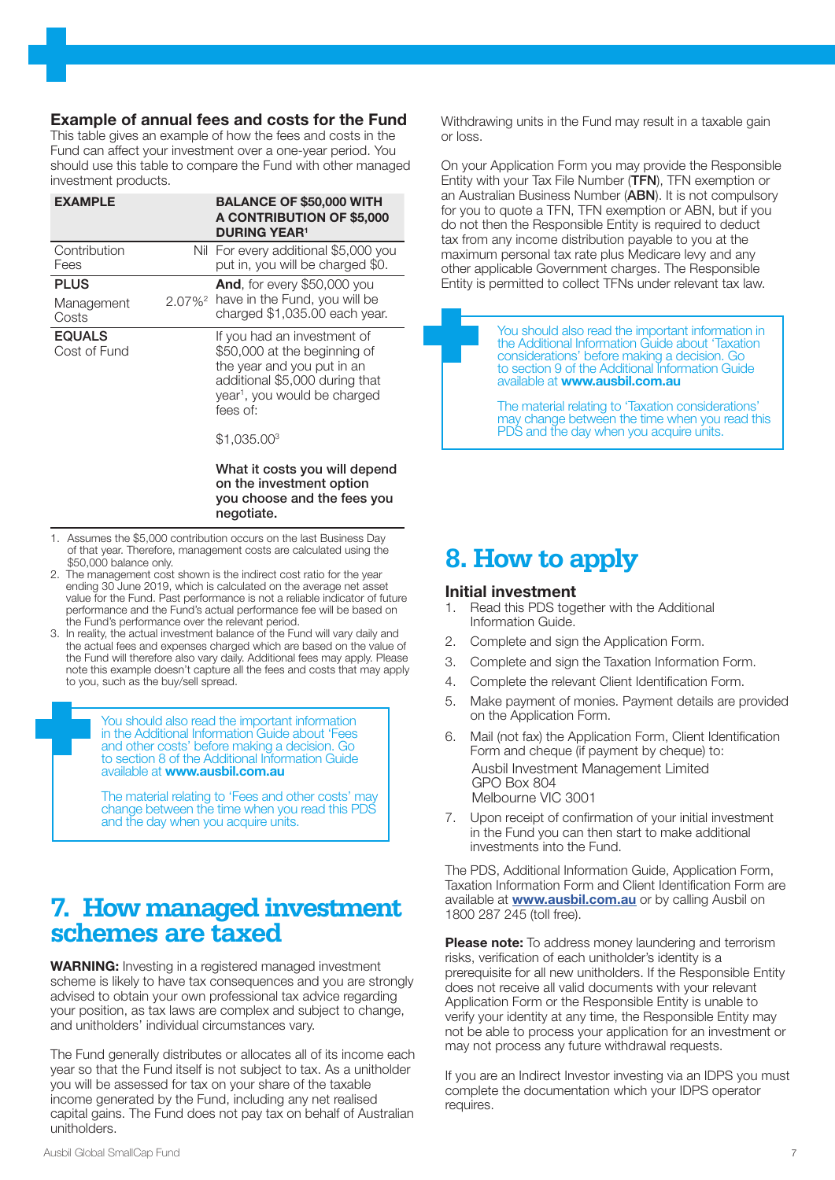### Example of annual fees and costs for the Fund

This table gives an example of how the fees and costs in the Fund can affect your investment over a one-year period. You should use this table to compare the Fund with other managed investment products.

| EXAMPLE | | BALANCE OF $50,000 WITH A CONTRIBUTION OF $5,000 DURING YEAR[1] |
|---|---|---|
| Contribution Fees | Nil | For every additional $5,000 you put in, you will be charged $0. |
| **PLUS** Management Costs | 2.07%[2] | **And**, for every $50,000 you have in the Fund, you will be charged $1,035.00 each year. |
| **EQUALS** Cost of Fund | | If you had an investment of $50,000 at the beginning of the year and you put in an additional $5,000 during that year[1], you would be charged fees of: $1,035.00[3] **What it costs you will depend on the investment option you choose and the fees you negotiate.** |

1. Assumes the $5,000 contribution occurs on the last Business Day of that year. Therefore, management costs are calculated using the $50,000 balance only.
2. The management cost shown is the indirect cost ratio for the year ending 30 June 2019, which is calculated on the average net asset value for the Fund. Past performance is not a reliable indicator of future performance and the Fund's actual performance fee will be based on the Fund's performance over the relevant period.
3. In reality, the actual investment balance of the Fund will vary daily and the actual fees and expenses charged which are based on the value of the Fund will therefore also vary daily. Additional fees may apply. Please note this example doesn't capture all the fees and costs that may apply to you, such as the buy/sell spread.

You should also read the important information in the Additional Information Guide about 'Fees and other costs' before making a decision. Go to section 8 of the Additional Information Guide available at **www.ausbil.com.au**

The material relating to 'Fees and other costs' may change between the time when you read this PDS and the day when you acquire units.

# 7. How managed investment schemes are taxed

**WARNING:** Investing in a registered managed investment scheme is likely to have tax consequences and you are strongly advised to obtain your own professional tax advice regarding your position, as tax laws are complex and subject to change, and unitholders' individual circumstances vary.

The Fund generally distributes or allocates all of its income each year so that the Fund itself is not subject to tax. As a unitholder you will be assessed for tax on your share of the taxable income generated by the Fund, including any net realised capital gains. The Fund does not pay tax on behalf of Australian unitholders.

Withdrawing units in the Fund may result in a taxable gain or loss.

On your Application Form you may provide the Responsible Entity with your Tax File Number (**TFN**), TFN exemption or an Australian Business Number (**ABN**). It is not compulsory for you to quote a TFN, TFN exemption or ABN, but if you do not then the Responsible Entity is required to deduct tax from any income distribution payable to you at the maximum personal tax rate plus Medicare levy and any other applicable Government charges. The Responsible Entity is permitted to collect TFNs under relevant tax law.

You should also read the important information in the Additional Information Guide about 'Taxation considerations' before making a decision. Go to section 9 of the Additional Information Guide available at **www.ausbil.com.au**

The material relating to 'Taxation considerations' may change between the time when you read this PDS and the day when you acquire units.

# 8. How to apply

### Initial investment

1. Read this PDS together with the Additional Information Guide.
2. Complete and sign the Application Form.
3. Complete and sign the Taxation Information Form.
4. Complete the relevant Client Identification Form.
5. Make payment of monies. Payment details are provided on the Application Form.
6. Mail (not fax) the Application Form, Client Identification Form and cheque (if payment by cheque) to:
   Ausbil Investment Management Limited
   GPO Box 804
   Melbourne VIC 3001
7. Upon receipt of confirmation of your initial investment in the Fund you can then start to make additional investments into the Fund.

The PDS, Additional Information Guide, Application Form, Taxation Information Form and Client Identification Form are available at **www.ausbil.com.au** or by calling Ausbil on 1800 287 245 (toll free).

**Please note:** To address money laundering and terrorism risks, verification of each unitholder's identity is a prerequisite for all new unitholders. If the Responsible Entity does not receive all valid documents with your relevant Application Form or the Responsible Entity is unable to verify your identity at any time, the Responsible Entity may not be able to process your application for an investment or may not process any future withdrawal requests.

If you are an Indirect Investor investing via an IDPS you must complete the documentation which your IDPS operator requires.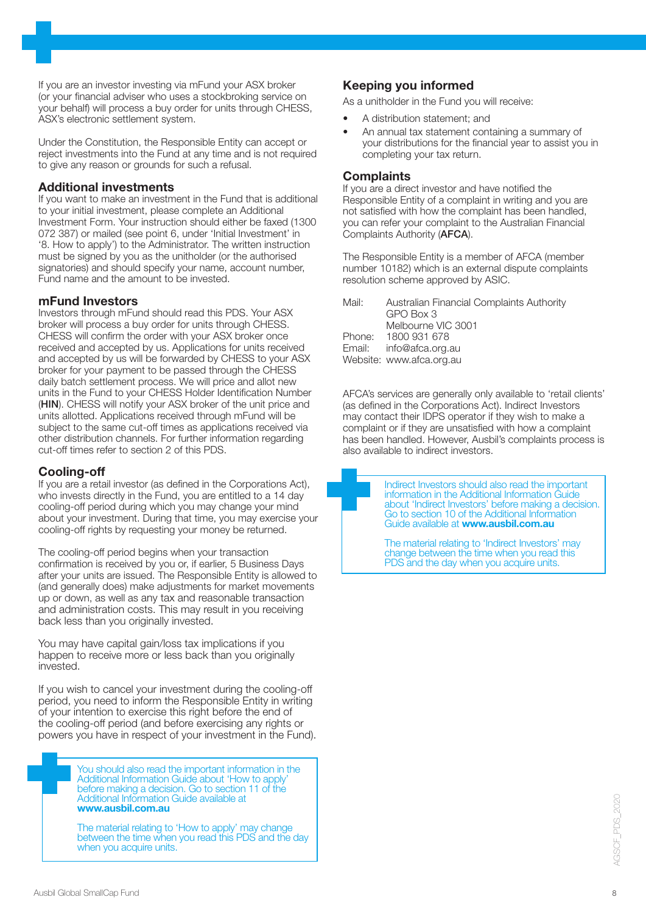If you are an investor investing via mFund your ASX broker (or your financial adviser who uses a stockbroking service on your behalf) will process a buy order for units through CHESS, ASX's electronic settlement system.

Under the Constitution, the Responsible Entity can accept or reject investments into the Fund at any time and is not required to give any reason or grounds for such a refusal.

## Additional investments

If you want to make an investment in the Fund that is additional to your initial investment, please complete an Additional Investment Form. Your instruction should either be faxed (1300 072 387) or mailed (see point 6, under 'Initial Investment' in '8. How to apply') to the Administrator. The written instruction must be signed by you as the unitholder (or the authorised signatories) and should specify your name, account number, Fund name and the amount to be invested.

## mFund Investors

Investors through mFund should read this PDS. Your ASX broker will process a buy order for units through CHESS. CHESS will confirm the order with your ASX broker once received and accepted by us. Applications for units received and accepted by us will be forwarded by CHESS to your ASX broker for your payment to be passed through the CHESS daily batch settlement process. We will price and allot new units in the Fund to your CHESS Holder Identification Number (**HIN**). CHESS will notify your ASX broker of the unit price and units allotted. Applications received through mFund will be subject to the same cut-off times as applications received via other distribution channels. For further information regarding cut-off times refer to section 2 of this PDS.

## Cooling-off

If you are a retail investor (as defined in the Corporations Act), who invests directly in the Fund, you are entitled to a 14 day cooling-off period during which you may change your mind about your investment. During that time, you may exercise your cooling-off rights by requesting your money be returned.

The cooling-off period begins when your transaction confirmation is received by you or, if earlier, 5 Business Days after your units are issued. The Responsible Entity is allowed to (and generally does) make adjustments for market movements up or down, as well as any tax and reasonable transaction and administration costs. This may result in you receiving back less than you originally invested.

You may have capital gain/loss tax implications if you happen to receive more or less back than you originally invested.

If you wish to cancel your investment during the cooling-off period, you need to inform the Responsible Entity in writing of your intention to exercise this right before the end of the cooling-off period (and before exercising any rights or powers you have in respect of your investment in the Fund).

> You should also read the important information in the Additional Information Guide about 'How to apply' before making a decision. Go to section 11 of the Additional Information Guide available at **www.ausbil.com.au**
>
> The material relating to 'How to apply' may change between the time when you read this PDS and the day when you acquire units.

## Keeping you informed

As a unitholder in the Fund you will receive:

- A distribution statement; and
- An annual tax statement containing a summary of your distributions for the financial year to assist you in completing your tax return.

## Complaints

If you are a direct investor and have notified the Responsible Entity of a complaint in writing and you are not satisfied with how the complaint has been handled, you can refer your complaint to the Australian Financial Complaints Authority (**AFCA**).

The Responsible Entity is a member of AFCA (member number 10182) which is an external dispute complaints resolution scheme approved by ASIC.

| | |
|---|---|
| Mail: | Australian Financial Complaints Authority<br>GPO Box 3<br>Melbourne VIC 3001 |
| Phone: | 1800 931 678 |
| Email: | info@afca.org.au |
| Website: | www.afca.org.au |

AFCA's services are generally only available to 'retail clients' (as defined in the Corporations Act). Indirect Investors may contact their IDPS operator if they wish to make a complaint or if they are unsatisfied with how a complaint has been handled. However, Ausbil's complaints process is also available to indirect investors.

> Indirect Investors should also read the important information in the Additional Information Guide about 'Indirect Investors' before making a decision. Go to section 10 of the Additional Information Guide available at **www.ausbil.com.au**
>
> The material relating to 'Indirect Investors' may change between the time when you read this PDS and the day when you acquire units.